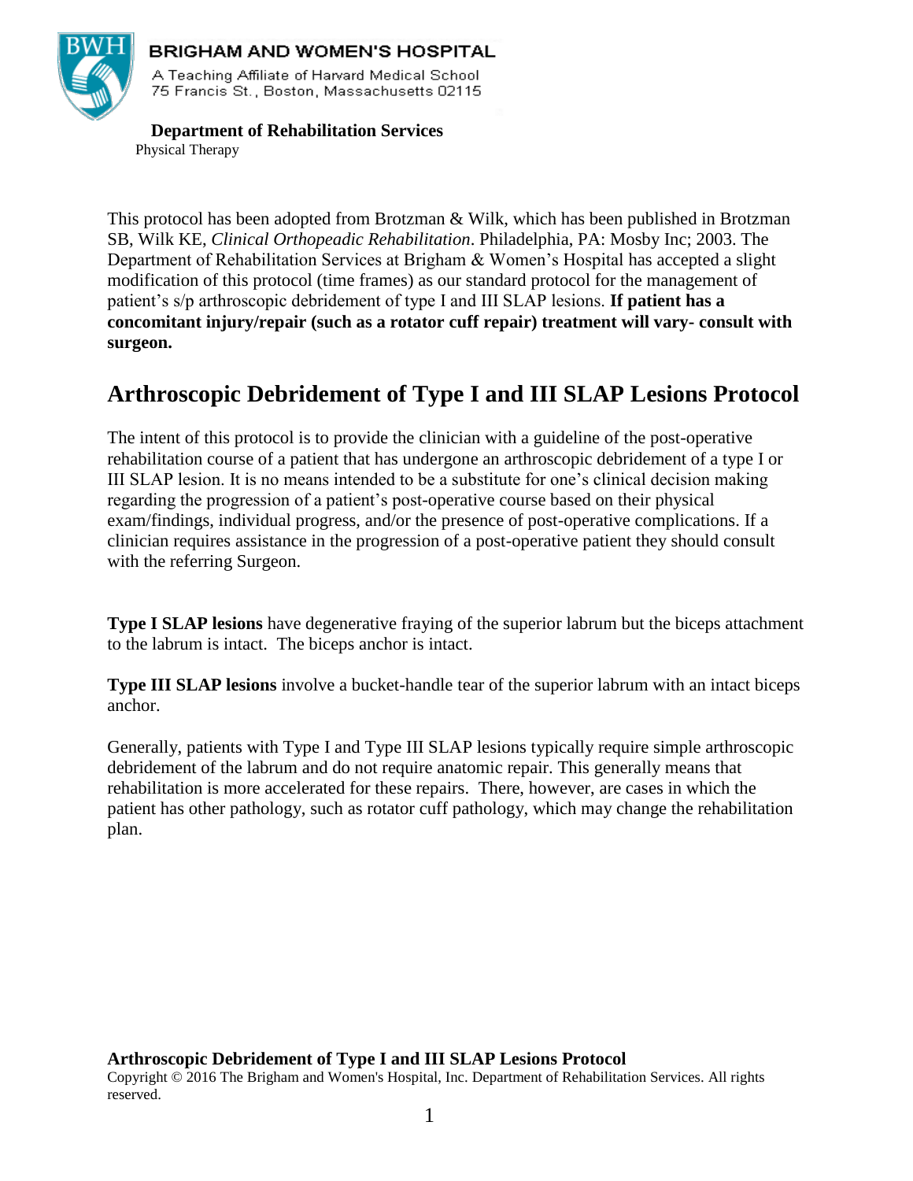**BRIGHAM AND WOMEN'S HOSPITAL**

A Teaching Affiliate of Harvard Medical School
75 Francis St., Boston, Massachusetts 02115

**Department of Rehabilitation Services**
Physical Therapy

This protocol has been adopted from Brotzman & Wilk, which has been published in Brotzman SB, Wilk KE, *Clinical Orthopeadic Rehabilitation*. Philadelphia, PA: Mosby Inc; 2003. The Department of Rehabilitation Services at Brigham & Women's Hospital has accepted a slight modification of this protocol (time frames) as our standard protocol for the management of patient's s/p arthroscopic debridement of type I and III SLAP lesions. **If patient has a concomitant injury/repair (such as a rotator cuff repair) treatment will vary- consult with surgeon.**

# Arthroscopic Debridement of Type I and III SLAP Lesions Protocol

The intent of this protocol is to provide the clinician with a guideline of the post-operative rehabilitation course of a patient that has undergone an arthroscopic debridement of a type I or III SLAP lesion. It is no means intended to be a substitute for one's clinical decision making regarding the progression of a patient's post-operative course based on their physical exam/findings, individual progress, and/or the presence of post-operative complications. If a clinician requires assistance in the progression of a post-operative patient they should consult with the referring Surgeon.

**Type I SLAP lesions** have degenerative fraying of the superior labrum but the biceps attachment to the labrum is intact. The biceps anchor is intact.

**Type III SLAP lesions** involve a bucket-handle tear of the superior labrum with an intact biceps anchor.

Generally, patients with Type I and Type III SLAP lesions typically require simple arthroscopic debridement of the labrum and do not require anatomic repair. This generally means that rehabilitation is more accelerated for these repairs. There, however, are cases in which the patient has other pathology, such as rotator cuff pathology, which may change the rehabilitation plan.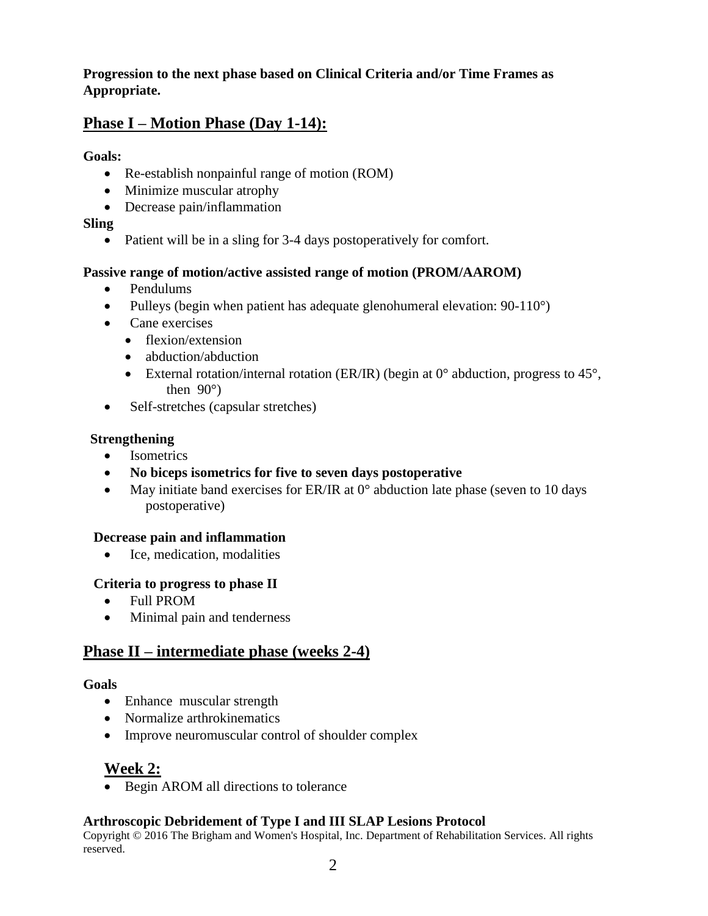**Progression to the next phase based on Clinical Criteria and/or Time Frames as Appropriate.**

## Phase I – Motion Phase (Day 1-14):

**Goals:**

- Re-establish nonpainful range of motion (ROM)
- Minimize muscular atrophy
- Decrease pain/inflammation

**Sling**

- Patient will be in a sling for 3-4 days postoperatively for comfort.

**Passive range of motion/active assisted range of motion (PROM/AAROM)**

- Pendulums
- Pulleys (begin when patient has adequate glenohumeral elevation: 90-110°)
- Cane exercises
  - flexion/extension
  - abduction/abduction
  - External rotation/internal rotation (ER/IR) (begin at 0° abduction, progress to 45°, then 90°)
- Self-stretches (capsular stretches)

**Strengthening**

- Isometrics
- **No biceps isometrics for five to seven days postoperative**
- May initiate band exercises for ER/IR at 0° abduction late phase (seven to 10 days postoperative)

**Decrease pain and inflammation**

- Ice, medication, modalities

**Criteria to progress to phase II**

- Full PROM
- Minimal pain and tenderness

## Phase II – intermediate phase (weeks 2-4)

**Goals**

- Enhance muscular strength
- Normalize arthrokinematics
- Improve neuromuscular control of shoulder complex

### Week 2:

- Begin AROM all directions to tolerance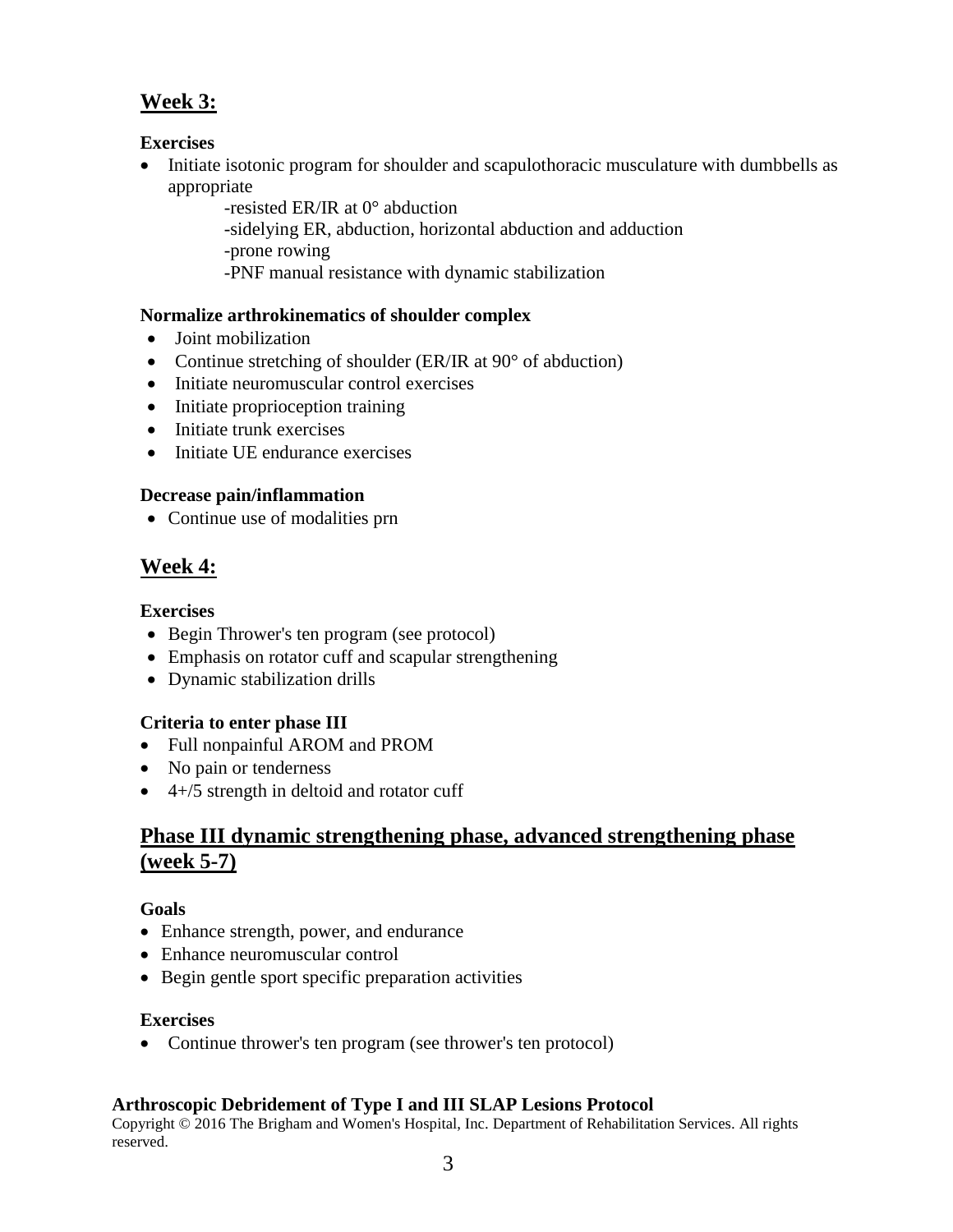## Week 3:

**Exercises**

- Initiate isotonic program for shoulder and scapulothoracic musculature with dumbbells as appropriate
  - -resisted ER/IR at 0° abduction
  - -sidelying ER, abduction, horizontal abduction and adduction
  - -prone rowing
  - -PNF manual resistance with dynamic stabilization

**Normalize arthrokinematics of shoulder complex**

- Joint mobilization
- Continue stretching of shoulder (ER/IR at 90° of abduction)
- Initiate neuromuscular control exercises
- Initiate proprioception training
- Initiate trunk exercises
- Initiate UE endurance exercises

**Decrease pain/inflammation**

- Continue use of modalities prn

## Week 4:

**Exercises**

- Begin Thrower's ten program (see protocol)
- Emphasis on rotator cuff and scapular strengthening
- Dynamic stabilization drills

**Criteria to enter phase III**

- Full nonpainful AROM and PROM
- No pain or tenderness
- 4+/5 strength in deltoid and rotator cuff

## Phase III dynamic strengthening phase, advanced strengthening phase (week 5-7)

**Goals**

- Enhance strength, power, and endurance
- Enhance neuromuscular control
- Begin gentle sport specific preparation activities

**Exercises**

- Continue thrower's ten program (see thrower's ten protocol)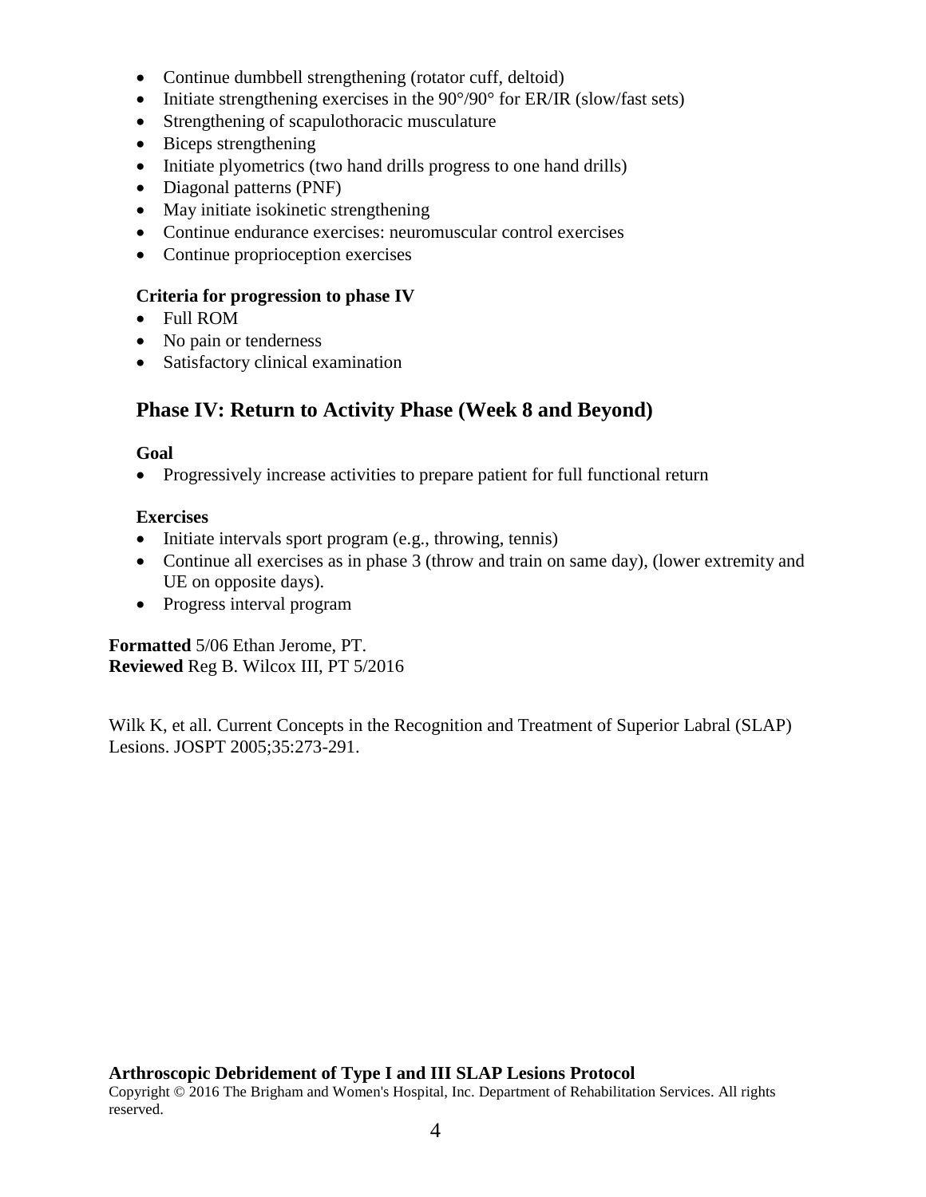- Continue dumbbell strengthening (rotator cuff, deltoid)
- Initiate strengthening exercises in the 90°/90° for ER/IR (slow/fast sets)
- Strengthening of scapulothoracic musculature
- Biceps strengthening
- Initiate plyometrics (two hand drills progress to one hand drills)
- Diagonal patterns (PNF)
- May initiate isokinetic strengthening
- Continue endurance exercises: neuromuscular control exercises
- Continue proprioception exercises

**Criteria for progression to phase IV**

- Full ROM
- No pain or tenderness
- Satisfactory clinical examination

## Phase IV: Return to Activity Phase (Week 8 and Beyond)

**Goal**

- Progressively increase activities to prepare patient for full functional return

**Exercises**

- Initiate intervals sport program (e.g., throwing, tennis)
- Continue all exercises as in phase 3 (throw and train on same day), (lower extremity and UE on opposite days).
- Progress interval program

**Formatted** 5/06 Ethan Jerome, PT.
**Reviewed** Reg B. Wilcox III, PT 5/2016

Wilk K, et all. Current Concepts in the Recognition and Treatment of Superior Labral (SLAP) Lesions. JOSPT 2005;35:273-291.